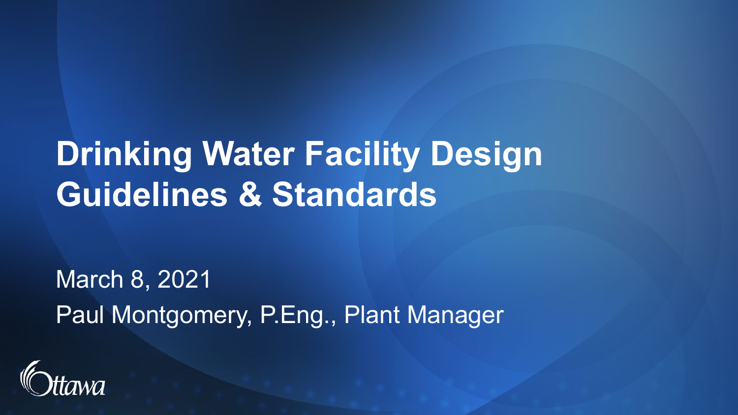# Drinking Water Facility Design Guidelines & Standards

March 8, 2021

Paul Montgomery, P.Eng., Plant Manager

Ottawa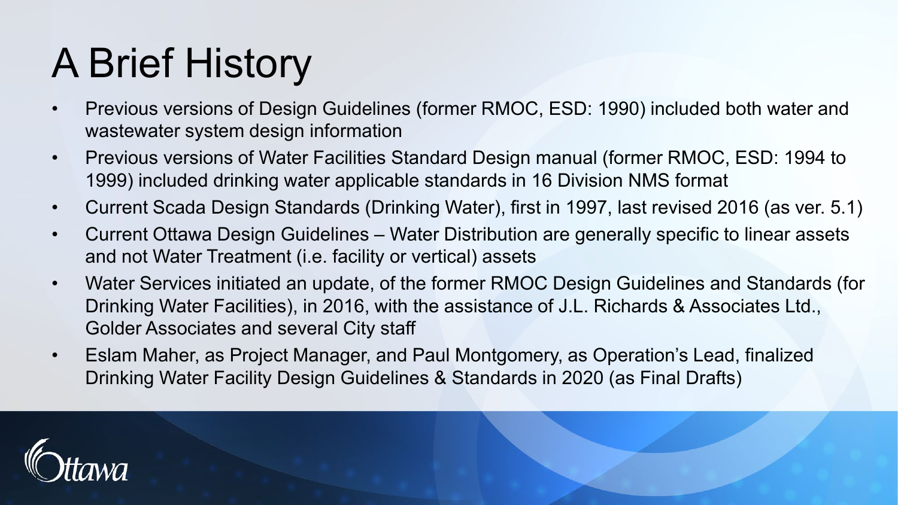# A Brief History

- Previous versions of Design Guidelines (former RMOC, ESD: 1990) included both water and wastewater system design information
- Previous versions of Water Facilities Standard Design manual (former RMOC, ESD: 1994 to 1999) included drinking water applicable standards in 16 Division NMS format
- Current Scada Design Standards (Drinking Water), first in 1997, last revised 2016 (as ver. 5.1)
- Current Ottawa Design Guidelines – Water Distribution are generally specific to linear assets and not Water Treatment (i.e. facility or vertical) assets
- Water Services initiated an update, of the former RMOC Design Guidelines and Standards (for Drinking Water Facilities), in 2016, with the assistance of J.L. Richards & Associates Ltd., Golder Associates and several City staff
- Eslam Maher, as Project Manager, and Paul Montgomery, as Operation's Lead, finalized Drinking Water Facility Design Guidelines & Standards in 2020 (as Final Drafts)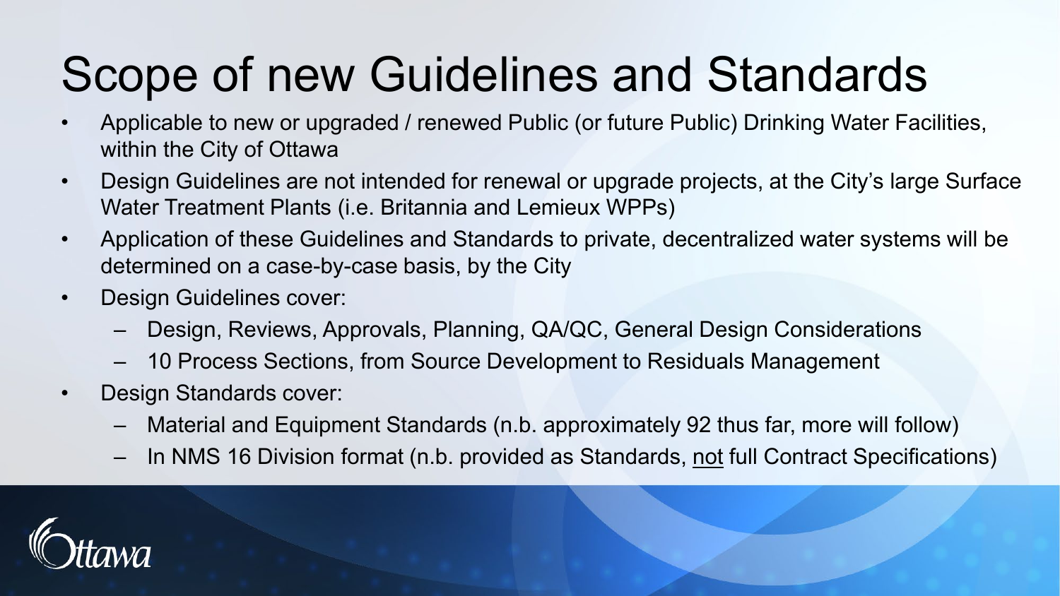# Scope of new Guidelines and Standards

- Applicable to new or upgraded / renewed Public (or future Public) Drinking Water Facilities, within the City of Ottawa
- Design Guidelines are not intended for renewal or upgrade projects, at the City's large Surface Water Treatment Plants (i.e. Britannia and Lemieux WPPs)
- Application of these Guidelines and Standards to private, decentralized water systems will be determined on a case-by-case basis, by the City
- Design Guidelines cover:
  - Design, Reviews, Approvals, Planning, QA/QC, General Design Considerations
  - 10 Process Sections, from Source Development to Residuals Management
- Design Standards cover:
  - Material and Equipment Standards (n.b. approximately 92 thus far, more will follow)
  - In NMS 16 Division format (n.b. provided as Standards, <u>not</u> full Contract Specifications)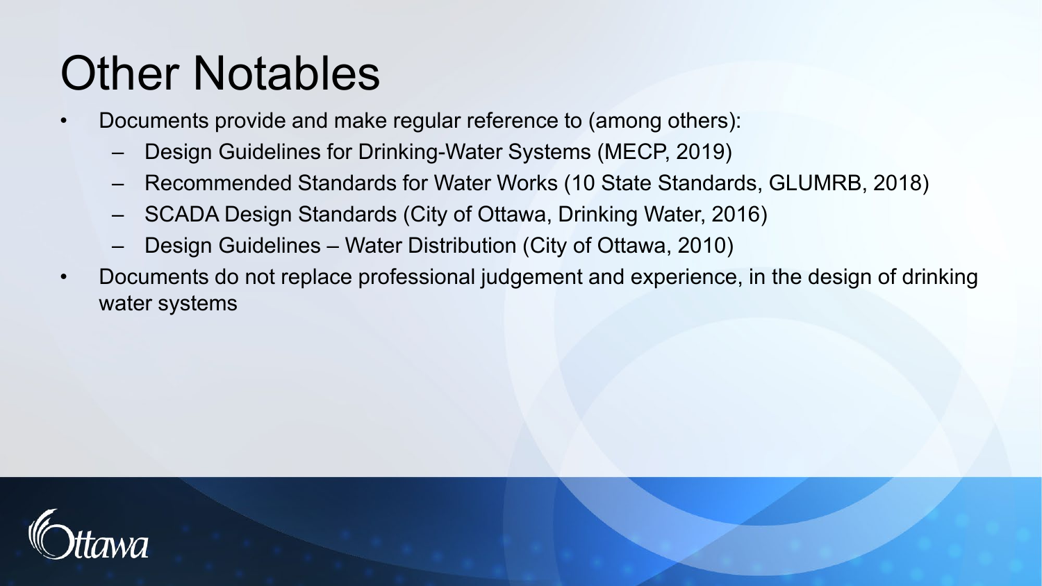# Other Notables

- Documents provide and make regular reference to (among others):
  - Design Guidelines for Drinking-Water Systems (MECP, 2019)
  - Recommended Standards for Water Works (10 State Standards, GLUMRB, 2018)
  - SCADA Design Standards (City of Ottawa, Drinking Water, 2016)
  - Design Guidelines – Water Distribution (City of Ottawa, 2010)
- Documents do not replace professional judgement and experience, in the design of drinking water systems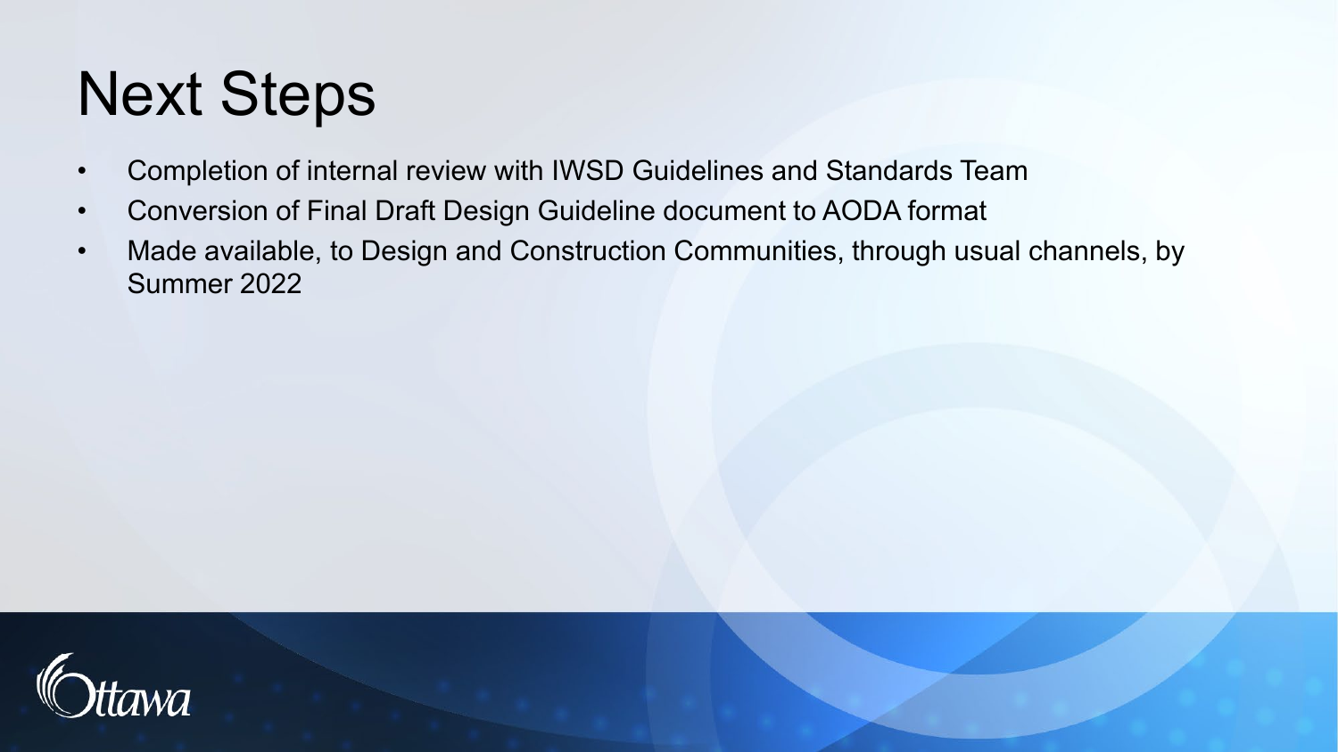# Next Steps

- Completion of internal review with IWSD Guidelines and Standards Team
- Conversion of Final Draft Design Guideline document to AODA format
- Made available, to Design and Construction Communities, through usual channels, by Summer 2022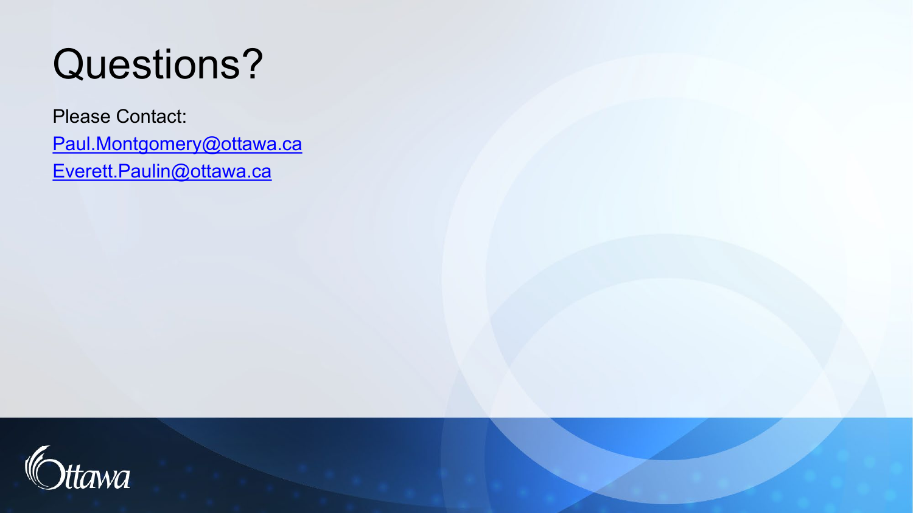# Questions?

Please Contact:

Paul.Montgomery@ottawa.ca

Everett.Paulin@ottawa.ca